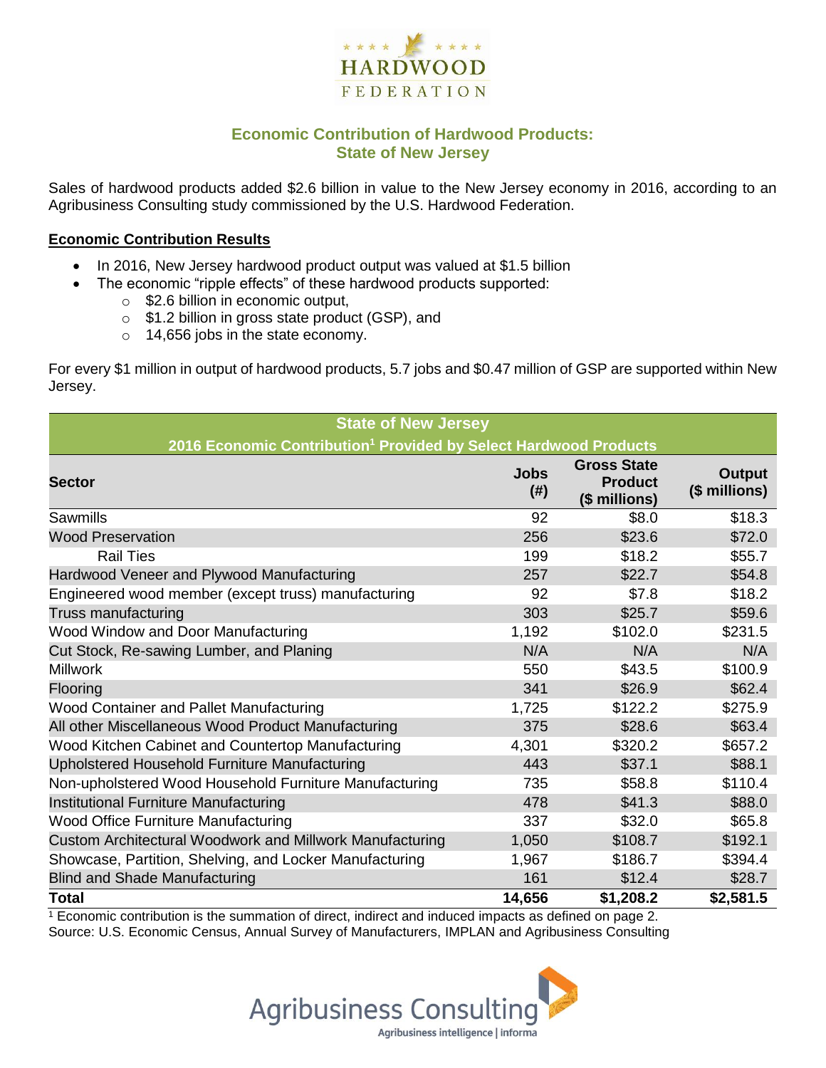# Economic Contribution of Hardwood Products: State of New Jersey

Sales of hardwood products added $2.6 billion in value to the New Jersey economy in 2016, according to an Agribusiness Consulting study commissioned by the U.S. Hardwood Federation.

## Economic Contribution Results

- In 2016, New Jersey hardwood product output was valued at $1.5 billion
- The economic "ripple effects" of these hardwood products supported:
  - $2.6 billion in economic output,
  - $1.2 billion in gross state product (GSP), and
  - 14,656 jobs in the state economy.

For every $1 million in output of hardwood products, 5.7 jobs and $0.47 million of GSP are supported within New Jersey.

| State of New Jersey<br>2016 Economic Contribution[1] Provided by Select Hardwood Products | | | |
|---|---|---|---|
| **Sector** | **Jobs (#)** | **Gross State Product ($ millions)** | **Output ($ millions)** |
| Sawmills | 92 | $8.0 | $18.3 |
| Wood Preservation | 256 | $23.6 | $72.0 |
| Rail Ties | 199 | $18.2 | $55.7 |
| Hardwood Veneer and Plywood Manufacturing | 257 | $22.7 | $54.8 |
| Engineered wood member (except truss) manufacturing | 92 | $7.8 | $18.2 |
| Truss manufacturing | 303 | $25.7 | $59.6 |
| Wood Window and Door Manufacturing | 1,192 | $102.0 | $231.5 |
| Cut Stock, Re-sawing Lumber, and Planing | N/A | N/A | N/A |
| Millwork | 550 | $43.5 | $100.9 |
| Flooring | 341 | $26.9 | $62.4 |
| Wood Container and Pallet Manufacturing | 1,725 | $122.2 | $275.9 |
| All other Miscellaneous Wood Product Manufacturing | 375 | $28.6 | $63.4 |
| Wood Kitchen Cabinet and Countertop Manufacturing | 4,301 | $320.2 | $657.2 |
| Upholstered Household Furniture Manufacturing | 443 | $37.1 | $88.1 |
| Non-upholstered Wood Household Furniture Manufacturing | 735 | $58.8 | $110.4 |
| Institutional Furniture Manufacturing | 478 | $41.3 | $88.0 |
| Wood Office Furniture Manufacturing | 337 | $32.0 | $65.8 |
| Custom Architectural Woodwork and Millwork Manufacturing | 1,050 | $108.7 | $192.1 |
| Showcase, Partition, Shelving, and Locker Manufacturing | 1,967 | $186.7 | $394.4 |
| Blind and Shade Manufacturing | 161 | $12.4 | $28.7 |
| **Total** | **14,656** | **$1,208.2** | **$2,581.5** |

[1] Economic contribution is the summation of direct, indirect and induced impacts as defined on page 2.
Source: U.S. Economic Census, Annual Survey of Manufacturers, IMPLAN and Agribusiness Consulting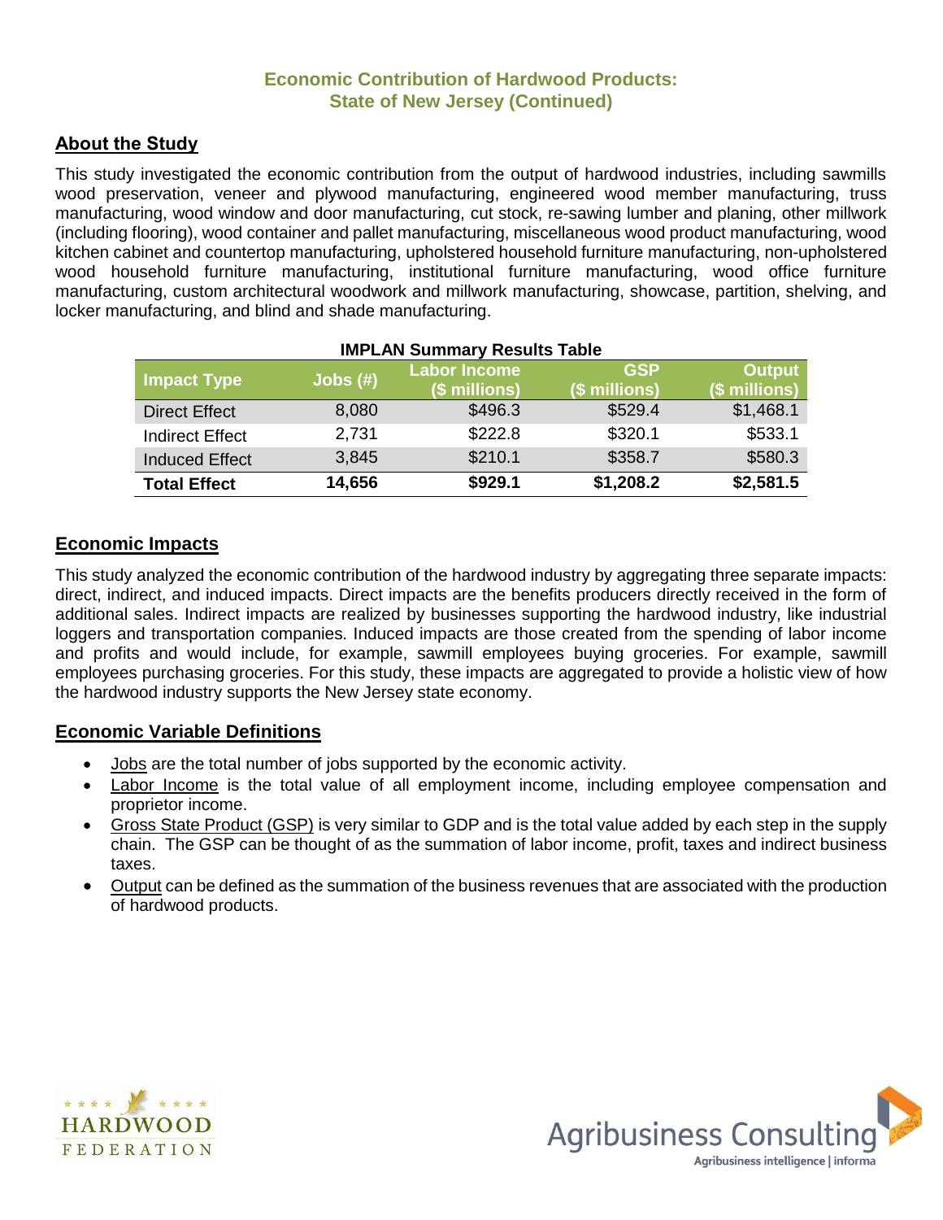## Economic Contribution of Hardwood Products: State of New Jersey (Continued)

## About the Study

This study investigated the economic contribution from the output of hardwood industries, including sawmills wood preservation, veneer and plywood manufacturing, engineered wood member manufacturing, truss manufacturing, wood window and door manufacturing, cut stock, re-sawing lumber and planing, other millwork (including flooring), wood container and pallet manufacturing, miscellaneous wood product manufacturing, wood kitchen cabinet and countertop manufacturing, upholstered household furniture manufacturing, non-upholstered wood household furniture manufacturing, institutional furniture manufacturing, wood office furniture manufacturing, custom architectural woodwork and millwork manufacturing, showcase, partition, shelving, and locker manufacturing, and blind and shade manufacturing.

**IMPLAN Summary Results Table**

| Impact Type | Jobs (#) | Labor Income ($ millions) | GSP ($ millions) | Output ($ millions) |
|---|---|---|---|---|
| Direct Effect | 8,080 | $496.3 | $529.4 | $1,468.1 |
| Indirect Effect | 2,731 | $222.8 | $320.1 | $533.1 |
| Induced Effect | 3,845 | $210.1 | $358.7 | $580.3 |
| **Total Effect** | **14,656** | **$929.1** | **$1,208.2** | **$2,581.5** |

## Economic Impacts

This study analyzed the economic contribution of the hardwood industry by aggregating three separate impacts: direct, indirect, and induced impacts. Direct impacts are the benefits producers directly received in the form of additional sales. Indirect impacts are realized by businesses supporting the hardwood industry, like industrial loggers and transportation companies. Induced impacts are those created from the spending of labor income and profits and would include, for example, sawmill employees buying groceries. For example, sawmill employees purchasing groceries. For this study, these impacts are aggregated to provide a holistic view of how the hardwood industry supports the New Jersey state economy.

## Economic Variable Definitions

- Jobs are the total number of jobs supported by the economic activity.
- Labor Income is the total value of all employment income, including employee compensation and proprietor income.
- Gross State Product (GSP) is very similar to GDP and is the total value added by each step in the supply chain. The GSP can be thought of as the summation of labor income, profit, taxes and indirect business taxes.
- Output can be defined as the summation of the business revenues that are associated with the production of hardwood products.

HARDWOOD FEDERATION

Agribusiness Consulting
Agribusiness intelligence | informa